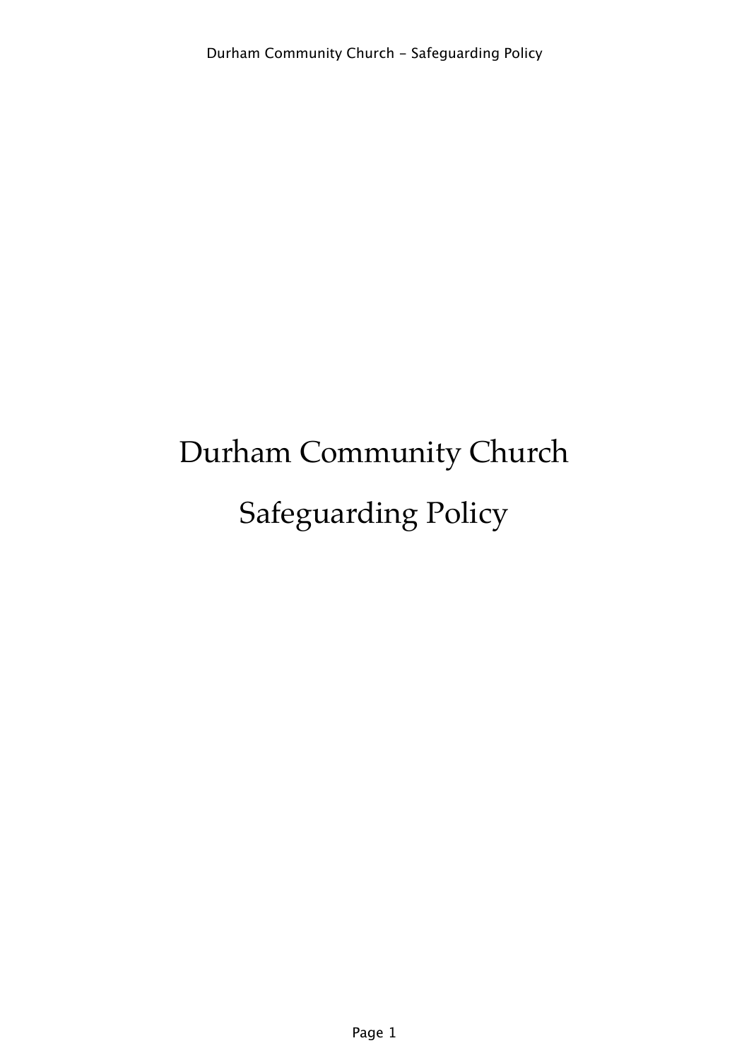# Durham Community Church

# Safeguarding Policy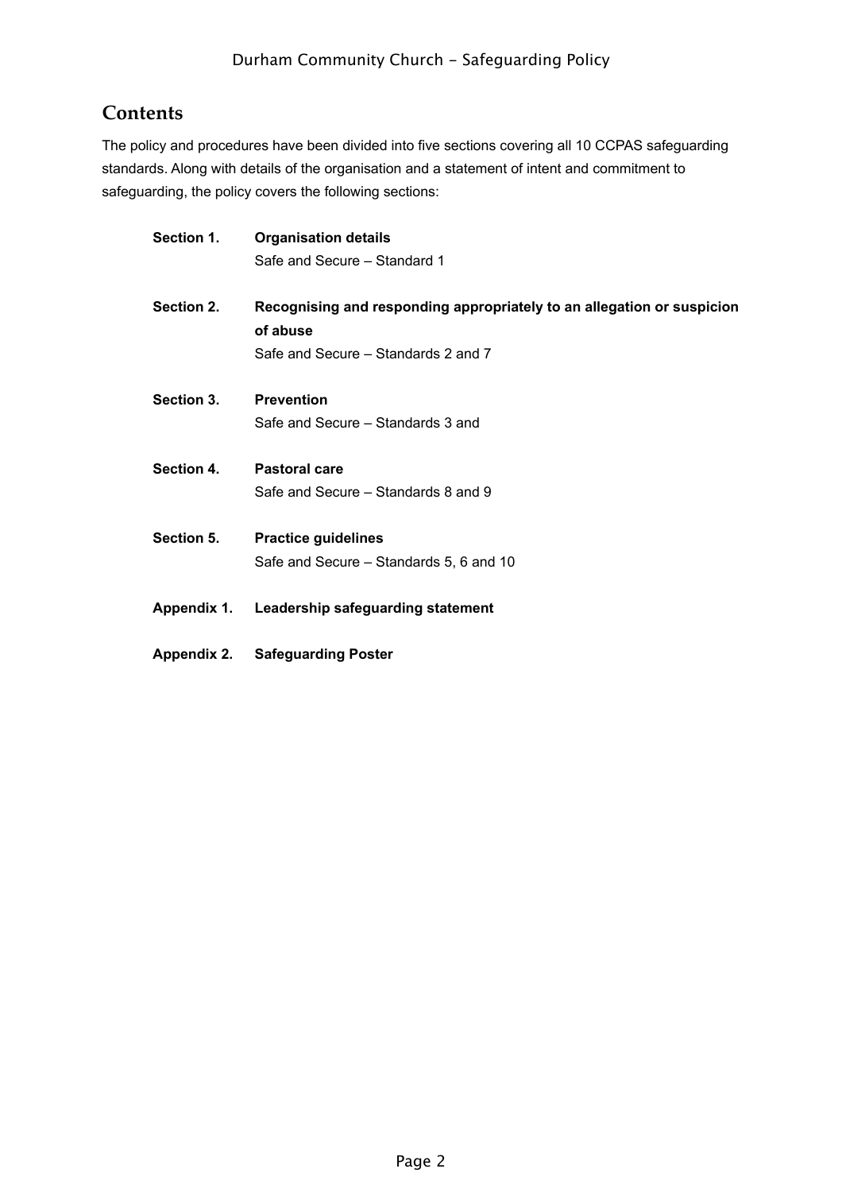## Contents

The policy and procedures have been divided into five sections covering all 10 CCPAS safeguarding standards. Along with details of the organisation and a statement of intent and commitment to safeguarding, the policy covers the following sections:

**Section 1.** **Organisation details**
Safe and Secure – Standard 1

**Section 2.** **Recognising and responding appropriately to an allegation or suspicion of abuse**
Safe and Secure – Standards 2 and 7

**Section 3.** **Prevention**
Safe and Secure – Standards 3 and

**Section 4.** **Pastoral care**
Safe and Secure – Standards 8 and 9

**Section 5.** **Practice guidelines**
Safe and Secure – Standards 5, 6 and 10

**Appendix 1.** **Leadership safeguarding statement**

**Appendix 2.** **Safeguarding Poster**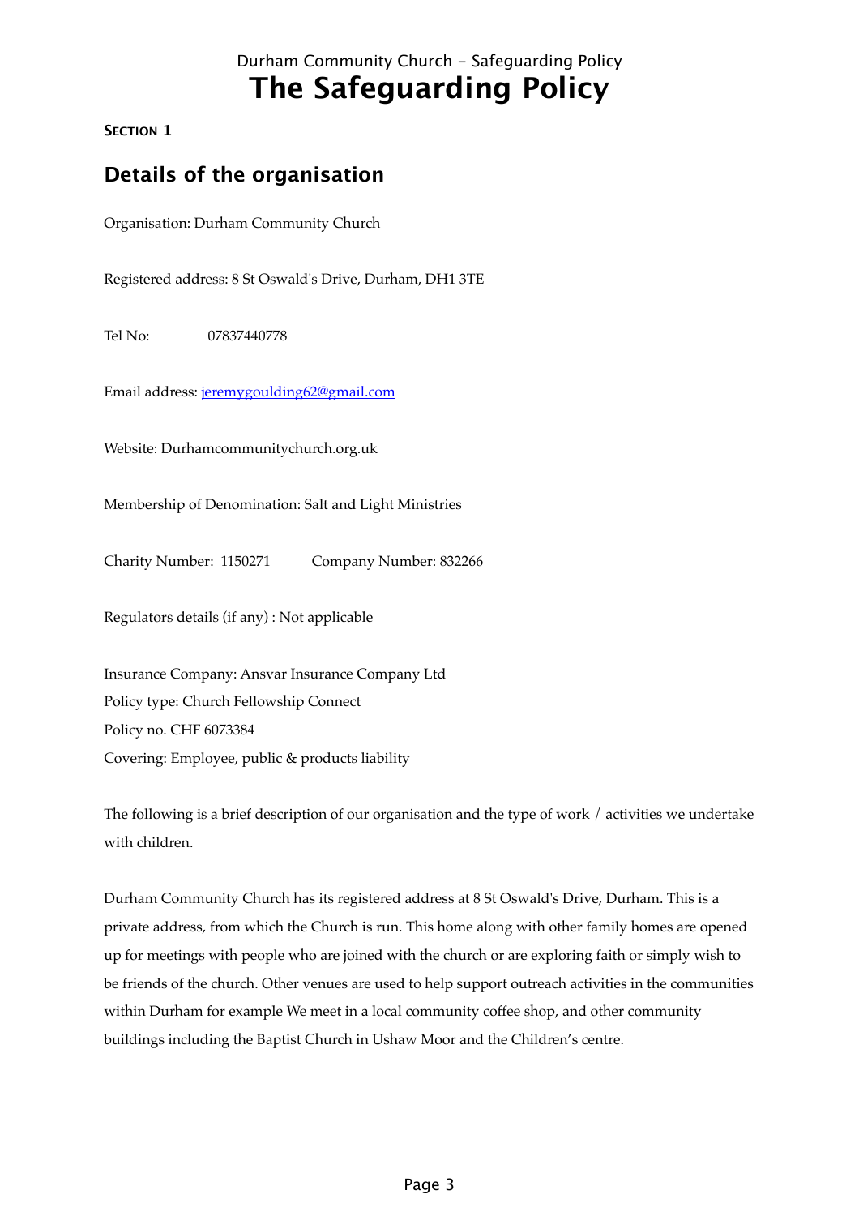# The Safeguarding Policy

**SECTION 1**

## Details of the organisation

Organisation: Durham Community Church

Registered address: 8 St Oswald's Drive, Durham, DH1 3TE

Tel No: 07837440778

Email address: jeremygoulding62@gmail.com

Website: Durhamcommunitychurch.org.uk

Membership of Denomination: Salt and Light Ministries

Charity Number: 1150271 Company Number: 832266

Regulators details (if any) : Not applicable

Insurance Company: Ansvar Insurance Company Ltd
Policy type: Church Fellowship Connect
Policy no. CHF 6073384
Covering: Employee, public & products liability

The following is a brief description of our organisation and the type of work / activities we undertake with children.

Durham Community Church has its registered address at 8 St Oswald's Drive, Durham. This is a private address, from which the Church is run. This home along with other family homes are opened up for meetings with people who are joined with the church or are exploring faith or simply wish to be friends of the church. Other venues are used to help support outreach activities in the communities within Durham for example We meet in a local community coffee shop, and other community buildings including the Baptist Church in Ushaw Moor and the Children's centre.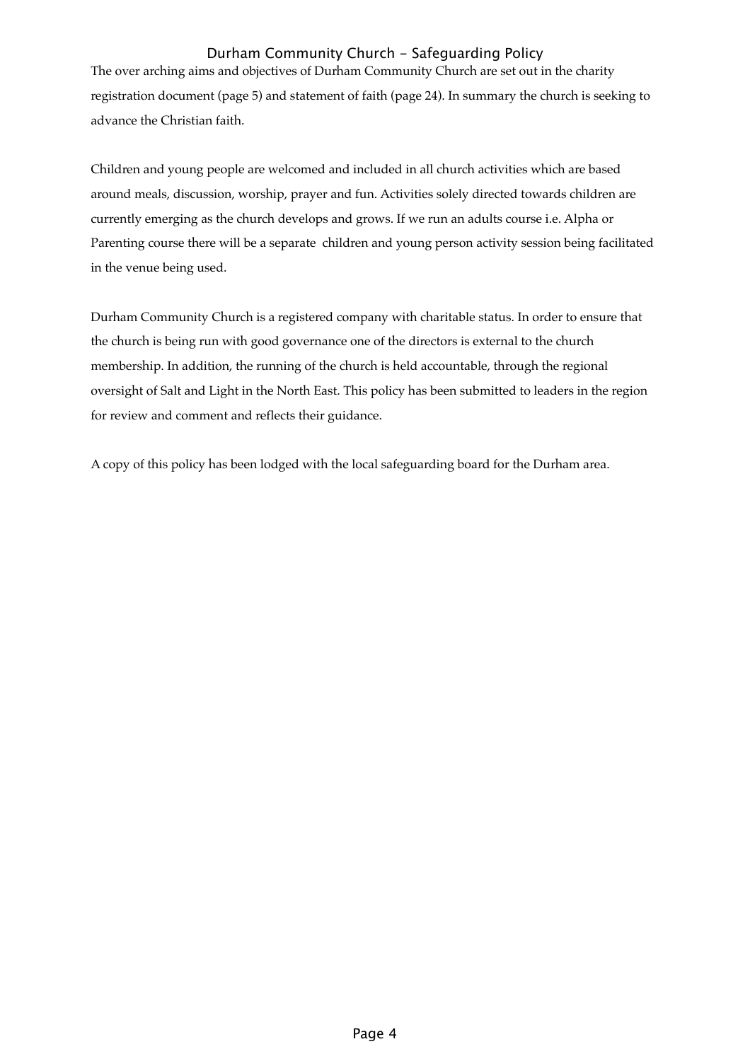The over arching aims and objectives of Durham Community Church are set out in the charity registration document (page 5) and statement of faith (page 24). In summary the church is seeking to advance the Christian faith.

Children and young people are welcomed and included in all church activities which are based around meals, discussion, worship, prayer and fun. Activities solely directed towards children are currently emerging as the church develops and grows. If we run an adults course i.e. Alpha or Parenting course there will be a separate children and young person activity session being facilitated in the venue being used.

Durham Community Church is a registered company with charitable status. In order to ensure that the church is being run with good governance one of the directors is external to the church membership. In addition, the running of the church is held accountable, through the regional oversight of Salt and Light in the North East. This policy has been submitted to leaders in the region for review and comment and reflects their guidance.

A copy of this policy has been lodged with the local safeguarding board for the Durham area.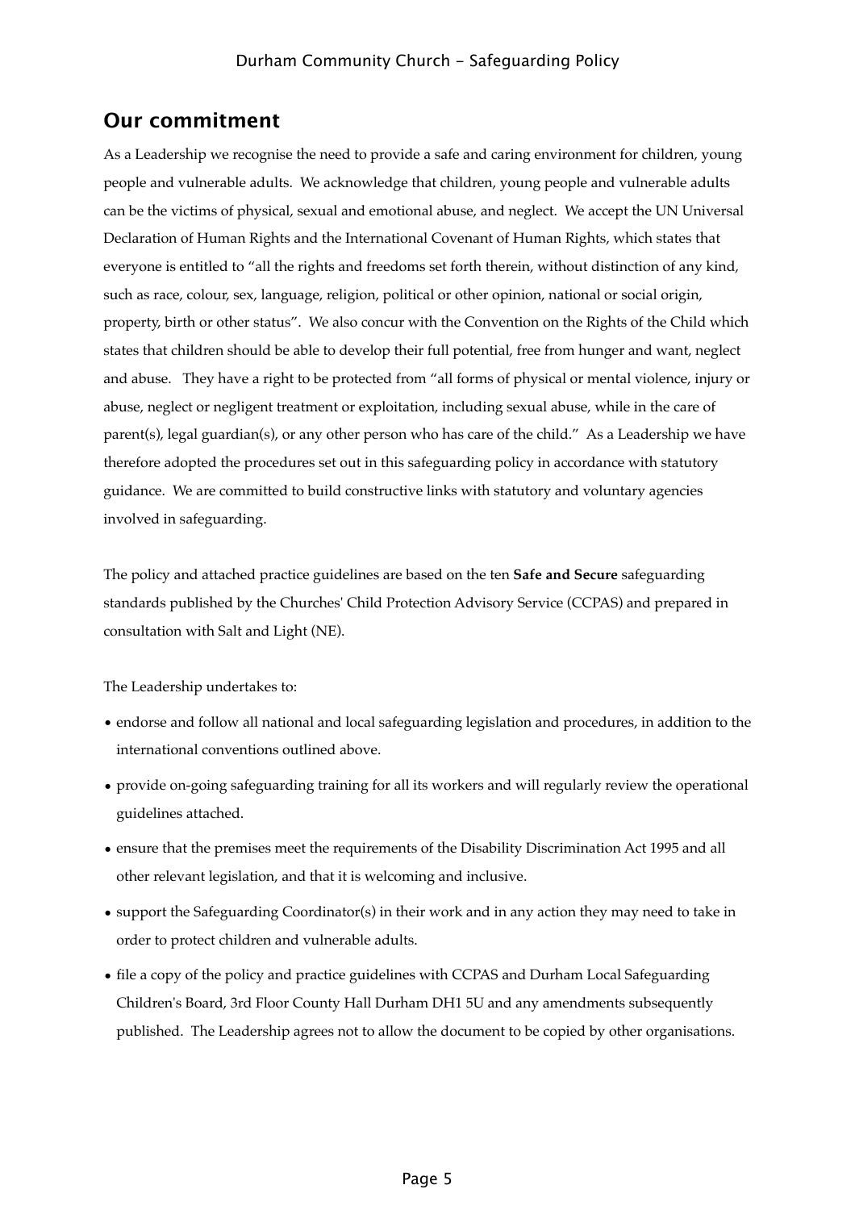## Our commitment

As a Leadership we recognise the need to provide a safe and caring environment for children, young people and vulnerable adults. We acknowledge that children, young people and vulnerable adults can be the victims of physical, sexual and emotional abuse, and neglect. We accept the UN Universal Declaration of Human Rights and the International Covenant of Human Rights, which states that everyone is entitled to "all the rights and freedoms set forth therein, without distinction of any kind, such as race, colour, sex, language, religion, political or other opinion, national or social origin, property, birth or other status". We also concur with the Convention on the Rights of the Child which states that children should be able to develop their full potential, free from hunger and want, neglect and abuse. They have a right to be protected from "all forms of physical or mental violence, injury or abuse, neglect or negligent treatment or exploitation, including sexual abuse, while in the care of parent(s), legal guardian(s), or any other person who has care of the child." As a Leadership we have therefore adopted the procedures set out in this safeguarding policy in accordance with statutory guidance. We are committed to build constructive links with statutory and voluntary agencies involved in safeguarding.

The policy and attached practice guidelines are based on the ten **Safe and Secure** safeguarding standards published by the Churches' Child Protection Advisory Service (CCPAS) and prepared in consultation with Salt and Light (NE).

The Leadership undertakes to:

- endorse and follow all national and local safeguarding legislation and procedures, in addition to the international conventions outlined above.
- provide on-going safeguarding training for all its workers and will regularly review the operational guidelines attached.
- ensure that the premises meet the requirements of the Disability Discrimination Act 1995 and all other relevant legislation, and that it is welcoming and inclusive.
- support the Safeguarding Coordinator(s) in their work and in any action they may need to take in order to protect children and vulnerable adults.
- file a copy of the policy and practice guidelines with CCPAS and Durham Local Safeguarding Children's Board, 3rd Floor County Hall Durham DH1 5U and any amendments subsequently published. The Leadership agrees not to allow the document to be copied by other organisations.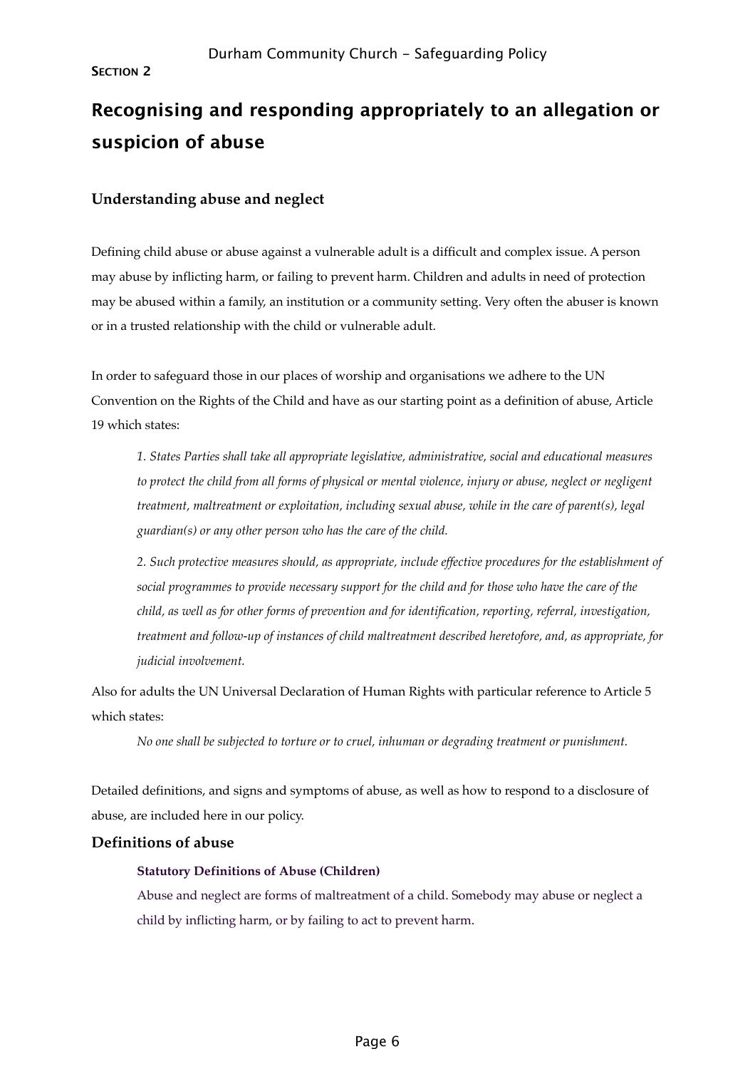**SECTION 2**

# Recognising and responding appropriately to an allegation or suspicion of abuse

## Understanding abuse and neglect

Defining child abuse or abuse against a vulnerable adult is a difficult and complex issue. A person may abuse by inflicting harm, or failing to prevent harm. Children and adults in need of protection may be abused within a family, an institution or a community setting. Very often the abuser is known or in a trusted relationship with the child or vulnerable adult.

In order to safeguard those in our places of worship and organisations we adhere to the UN Convention on the Rights of the Child and have as our starting point as a definition of abuse, Article 19 which states:

> *1. States Parties shall take all appropriate legislative, administrative, social and educational measures to protect the child from all forms of physical or mental violence, injury or abuse, neglect or negligent treatment, maltreatment or exploitation, including sexual abuse, while in the care of parent(s), legal guardian(s) or any other person who has the care of the child.*
>
> *2. Such protective measures should, as appropriate, include effective procedures for the establishment of social programmes to provide necessary support for the child and for those who have the care of the child, as well as for other forms of prevention and for identification, reporting, referral, investigation, treatment and follow-up of instances of child maltreatment described heretofore, and, as appropriate, for judicial involvement.*

Also for adults the UN Universal Declaration of Human Rights with particular reference to Article 5 which states:

> *No one shall be subjected to torture or to cruel, inhuman or degrading treatment or punishment.*

Detailed definitions, and signs and symptoms of abuse, as well as how to respond to a disclosure of abuse, are included here in our policy.

## Definitions of abuse

#### Statutory Definitions of Abuse (Children)

Abuse and neglect are forms of maltreatment of a child. Somebody may abuse or neglect a child by inflicting harm, or by failing to act to prevent harm.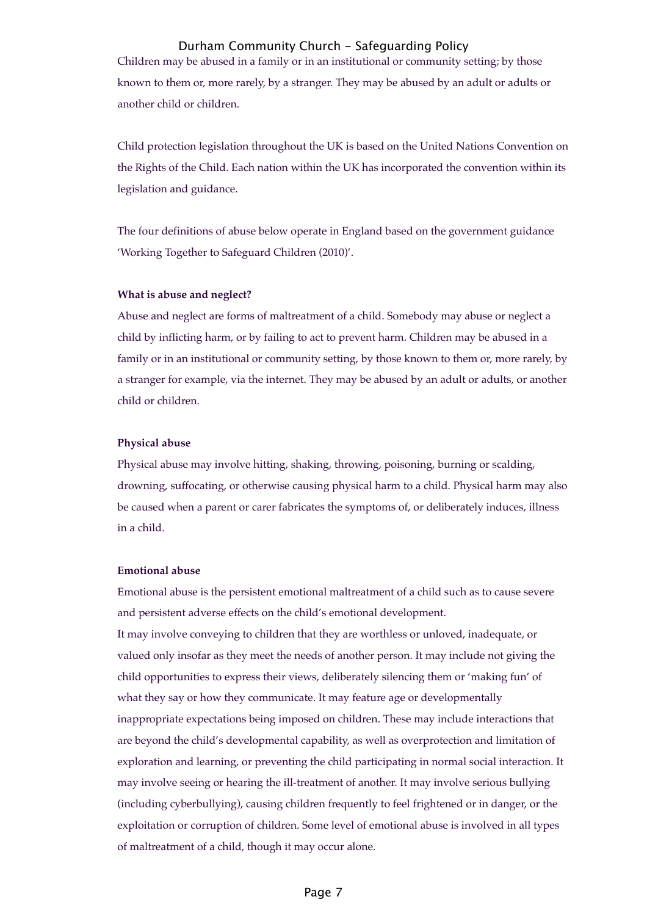Children may be abused in a family or in an institutional or community setting; by those known to them or, more rarely, by a stranger. They may be abused by an adult or adults or another child or children.

Child protection legislation throughout the UK is based on the United Nations Convention on the Rights of the Child. Each nation within the UK has incorporated the convention within its legislation and guidance.

The four definitions of abuse below operate in England based on the government guidance 'Working Together to Safeguard Children (2010)'.

**What is abuse and neglect?**

Abuse and neglect are forms of maltreatment of a child. Somebody may abuse or neglect a child by inflicting harm, or by failing to act to prevent harm. Children may be abused in a family or in an institutional or community setting, by those known to them or, more rarely, by a stranger for example, via the internet. They may be abused by an adult or adults, or another child or children.

**Physical abuse**

Physical abuse may involve hitting, shaking, throwing, poisoning, burning or scalding, drowning, suffocating, or otherwise causing physical harm to a child. Physical harm may also be caused when a parent or carer fabricates the symptoms of, or deliberately induces, illness in a child.

**Emotional abuse**

Emotional abuse is the persistent emotional maltreatment of a child such as to cause severe and persistent adverse effects on the child's emotional development.

It may involve conveying to children that they are worthless or unloved, inadequate, or valued only insofar as they meet the needs of another person. It may include not giving the child opportunities to express their views, deliberately silencing them or 'making fun' of what they say or how they communicate. It may feature age or developmentally inappropriate expectations being imposed on children. These may include interactions that are beyond the child's developmental capability, as well as overprotection and limitation of exploration and learning, or preventing the child participating in normal social interaction. It may involve seeing or hearing the ill-treatment of another. It may involve serious bullying (including cyberbullying), causing children frequently to feel frightened or in danger, or the exploitation or corruption of children. Some level of emotional abuse is involved in all types of maltreatment of a child, though it may occur alone.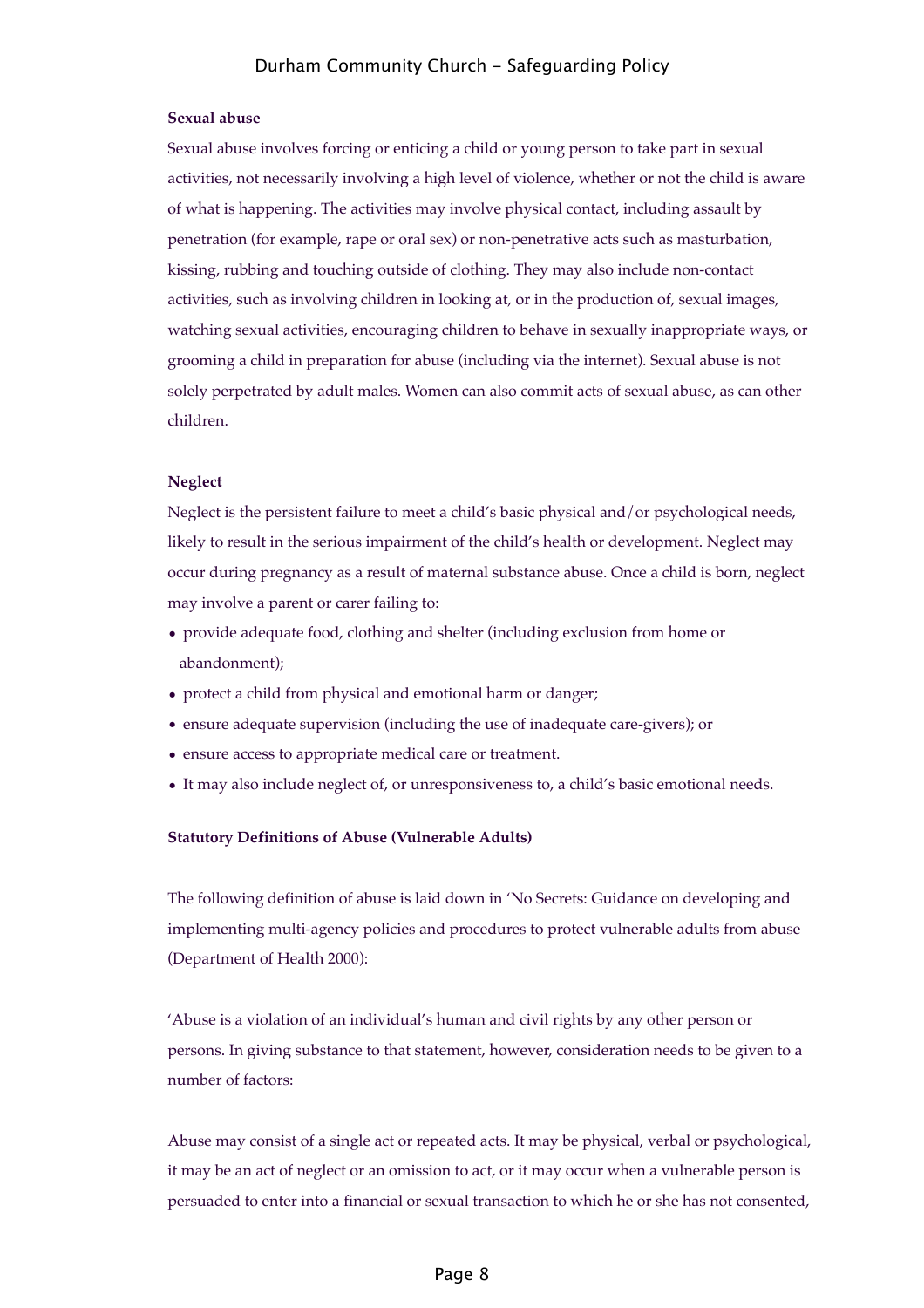**Sexual abuse**

Sexual abuse involves forcing or enticing a child or young person to take part in sexual activities, not necessarily involving a high level of violence, whether or not the child is aware of what is happening. The activities may involve physical contact, including assault by penetration (for example, rape or oral sex) or non-penetrative acts such as masturbation, kissing, rubbing and touching outside of clothing. They may also include non-contact activities, such as involving children in looking at, or in the production of, sexual images, watching sexual activities, encouraging children to behave in sexually inappropriate ways, or grooming a child in preparation for abuse (including via the internet). Sexual abuse is not solely perpetrated by adult males. Women can also commit acts of sexual abuse, as can other children.

**Neglect**

Neglect is the persistent failure to meet a child's basic physical and/or psychological needs, likely to result in the serious impairment of the child's health or development. Neglect may occur during pregnancy as a result of maternal substance abuse. Once a child is born, neglect may involve a parent or carer failing to:

- provide adequate food, clothing and shelter (including exclusion from home or abandonment);
- protect a child from physical and emotional harm or danger;
- ensure adequate supervision (including the use of inadequate care-givers); or
- ensure access to appropriate medical care or treatment.
- It may also include neglect of, or unresponsiveness to, a child's basic emotional needs.

**Statutory Definitions of Abuse (Vulnerable Adults)**

The following definition of abuse is laid down in 'No Secrets: Guidance on developing and implementing multi-agency policies and procedures to protect vulnerable adults from abuse (Department of Health 2000):

'Abuse is a violation of an individual's human and civil rights by any other person or persons. In giving substance to that statement, however, consideration needs to be given to a number of factors:

Abuse may consist of a single act or repeated acts. It may be physical, verbal or psychological, it may be an act of neglect or an omission to act, or it may occur when a vulnerable person is persuaded to enter into a financial or sexual transaction to which he or she has not consented,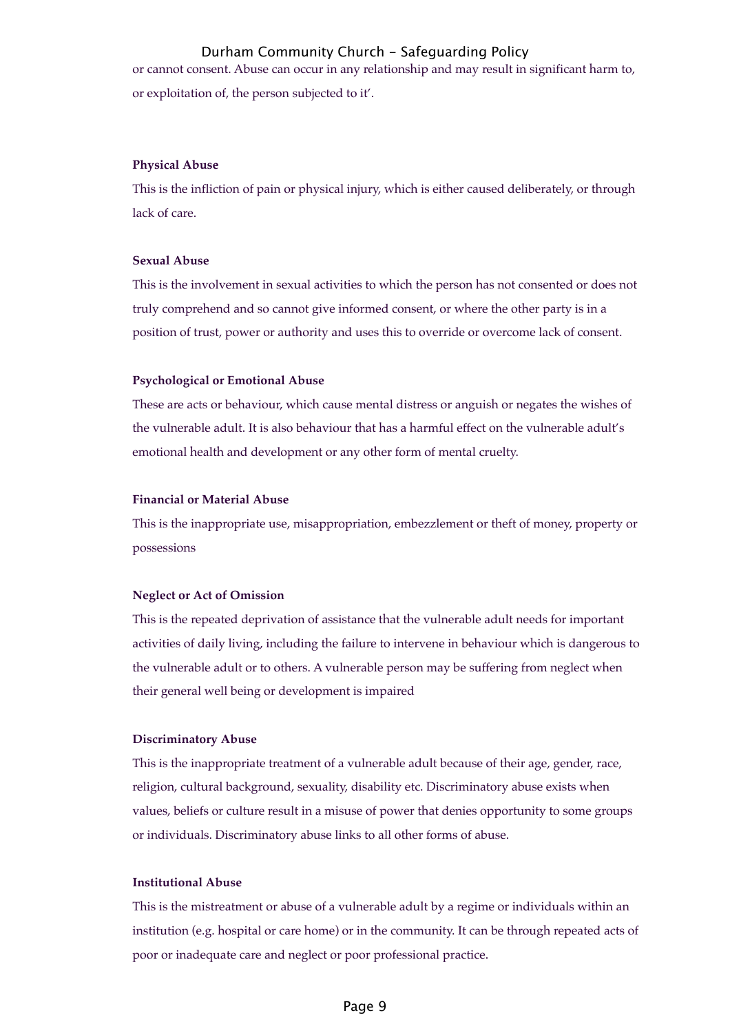or cannot consent. Abuse can occur in any relationship and may result in significant harm to, or exploitation of, the person subjected to it'.

**Physical Abuse**

This is the infliction of pain or physical injury, which is either caused deliberately, or through lack of care.

**Sexual Abuse**

This is the involvement in sexual activities to which the person has not consented or does not truly comprehend and so cannot give informed consent, or where the other party is in a position of trust, power or authority and uses this to override or overcome lack of consent.

**Psychological or Emotional Abuse**

These are acts or behaviour, which cause mental distress or anguish or negates the wishes of the vulnerable adult. It is also behaviour that has a harmful effect on the vulnerable adult's emotional health and development or any other form of mental cruelty.

**Financial or Material Abuse**

This is the inappropriate use, misappropriation, embezzlement or theft of money, property or possessions

**Neglect or Act of Omission**

This is the repeated deprivation of assistance that the vulnerable adult needs for important activities of daily living, including the failure to intervene in behaviour which is dangerous to the vulnerable adult or to others. A vulnerable person may be suffering from neglect when their general well being or development is impaired

**Discriminatory Abuse**

This is the inappropriate treatment of a vulnerable adult because of their age, gender, race, religion, cultural background, sexuality, disability etc. Discriminatory abuse exists when values, beliefs or culture result in a misuse of power that denies opportunity to some groups or individuals. Discriminatory abuse links to all other forms of abuse.

**Institutional Abuse**

This is the mistreatment or abuse of a vulnerable adult by a regime or individuals within an institution (e.g. hospital or care home) or in the community. It can be through repeated acts of poor or inadequate care and neglect or poor professional practice.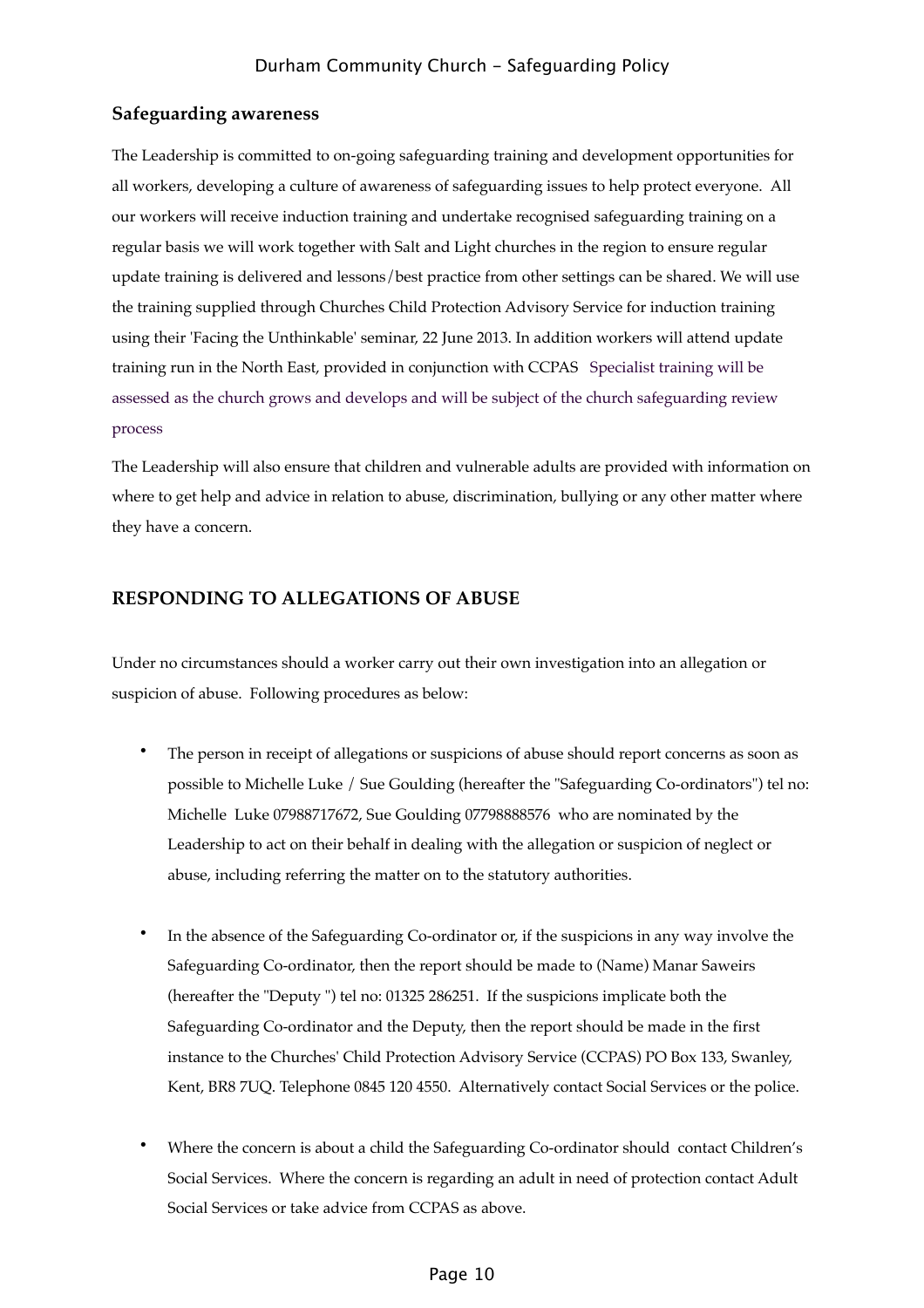### Safeguarding awareness

The Leadership is committed to on-going safeguarding training and development opportunities for all workers, developing a culture of awareness of safeguarding issues to help protect everyone. All our workers will receive induction training and undertake recognised safeguarding training on a regular basis we will work together with Salt and Light churches in the region to ensure regular update training is delivered and lessons/best practice from other settings can be shared. We will use the training supplied through Churches Child Protection Advisory Service for induction training using their 'Facing the Unthinkable' seminar, 22 June 2013. In addition workers will attend update training run in the North East, provided in conjunction with CCPAS Specialist training will be assessed as the church grows and develops and will be subject of the church safeguarding review process

The Leadership will also ensure that children and vulnerable adults are provided with information on where to get help and advice in relation to abuse, discrimination, bullying or any other matter where they have a concern.

## RESPONDING TO ALLEGATIONS OF ABUSE

Under no circumstances should a worker carry out their own investigation into an allegation or suspicion of abuse. Following procedures as below:

- The person in receipt of allegations or suspicions of abuse should report concerns as soon as possible to Michelle Luke / Sue Goulding (hereafter the "Safeguarding Co-ordinators") tel no: Michelle Luke 07988717672, Sue Goulding 07798888576 who are nominated by the Leadership to act on their behalf in dealing with the allegation or suspicion of neglect or abuse, including referring the matter on to the statutory authorities.

- In the absence of the Safeguarding Co-ordinator or, if the suspicions in any way involve the Safeguarding Co-ordinator, then the report should be made to (Name) Manar Saweirs (hereafter the "Deputy ") tel no: 01325 286251. If the suspicions implicate both the Safeguarding Co-ordinator and the Deputy, then the report should be made in the first instance to the Churches' Child Protection Advisory Service (CCPAS) PO Box 133, Swanley, Kent, BR8 7UQ. Telephone 0845 120 4550. Alternatively contact Social Services or the police.

- Where the concern is about a child the Safeguarding Co-ordinator should contact Children's Social Services. Where the concern is regarding an adult in need of protection contact Adult Social Services or take advice from CCPAS as above.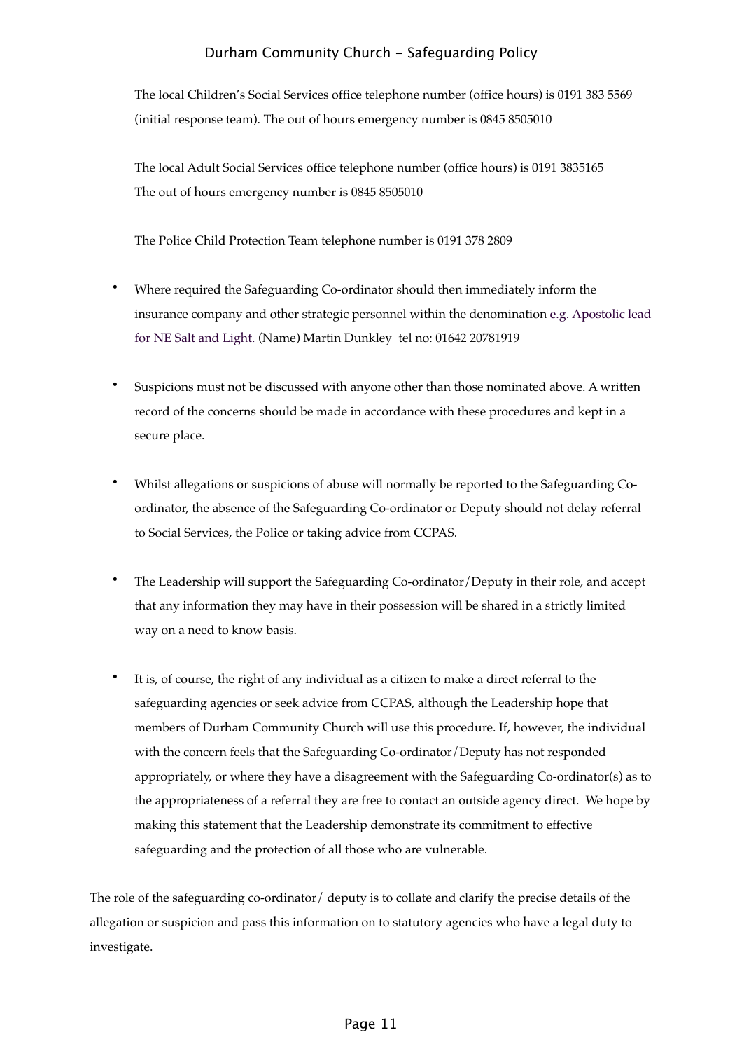The local Children's Social Services office telephone number (office hours) is 0191 383 5569 (initial response team). The out of hours emergency number is 0845 8505010

The local Adult Social Services office telephone number (office hours) is 0191 3835165
The out of hours emergency number is 0845 8505010

The Police Child Protection Team telephone number is 0191 378 2809

- Where required the Safeguarding Co-ordinator should then immediately inform the insurance company and other strategic personnel within the denomination e.g. Apostolic lead for NE Salt and Light. (Name) Martin Dunkley tel no: 01642 20781919

- Suspicions must not be discussed with anyone other than those nominated above. A written record of the concerns should be made in accordance with these procedures and kept in a secure place.

- Whilst allegations or suspicions of abuse will normally be reported to the Safeguarding Co-ordinator, the absence of the Safeguarding Co-ordinator or Deputy should not delay referral to Social Services, the Police or taking advice from CCPAS.

- The Leadership will support the Safeguarding Co-ordinator/Deputy in their role, and accept that any information they may have in their possession will be shared in a strictly limited way on a need to know basis.

- It is, of course, the right of any individual as a citizen to make a direct referral to the safeguarding agencies or seek advice from CCPAS, although the Leadership hope that members of Durham Community Church will use this procedure. If, however, the individual with the concern feels that the Safeguarding Co-ordinator/Deputy has not responded appropriately, or where they have a disagreement with the Safeguarding Co-ordinator(s) as to the appropriateness of a referral they are free to contact an outside agency direct. We hope by making this statement that the Leadership demonstrate its commitment to effective safeguarding and the protection of all those who are vulnerable.

The role of the safeguarding co-ordinator/ deputy is to collate and clarify the precise details of the allegation or suspicion and pass this information on to statutory agencies who have a legal duty to investigate.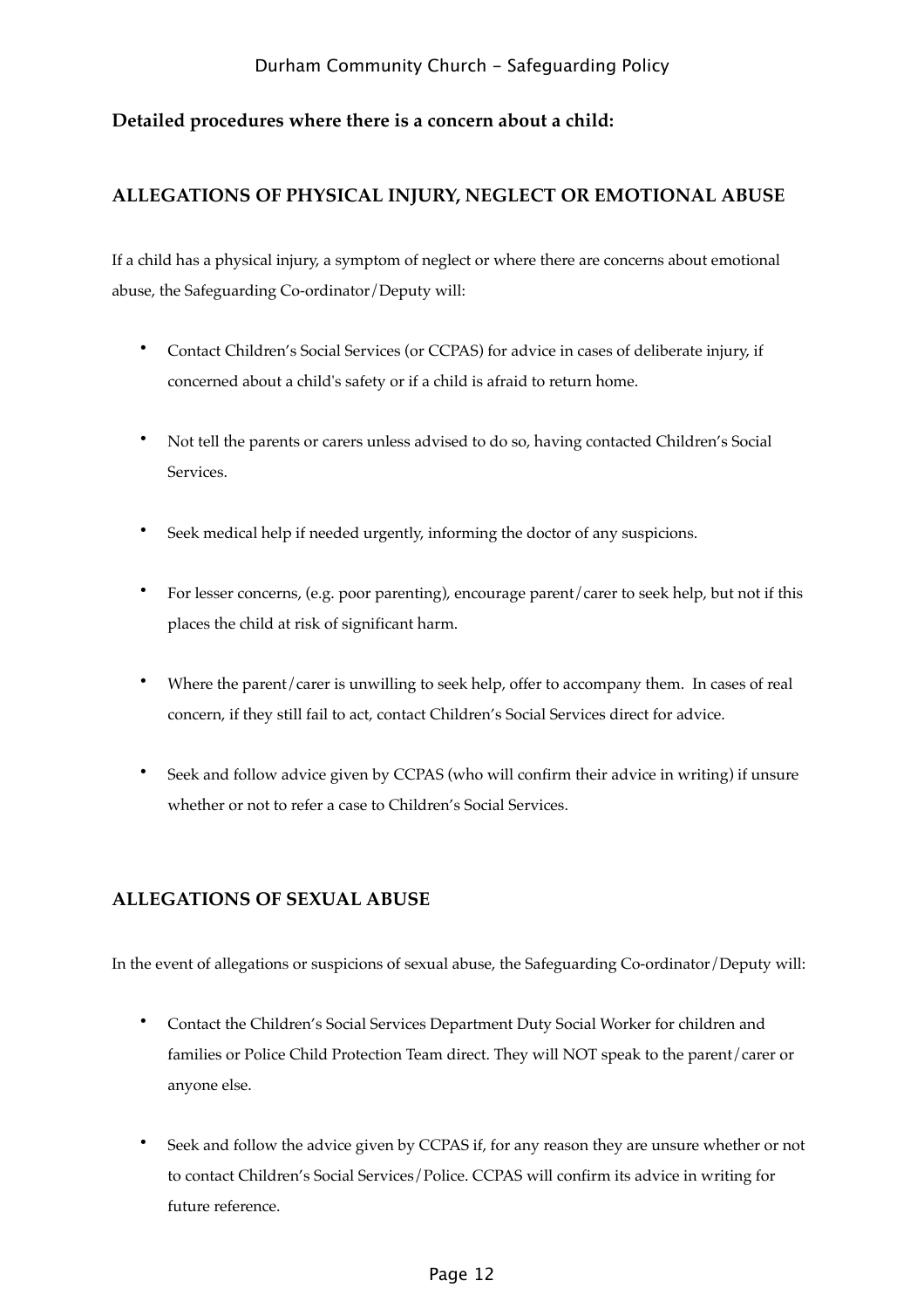**Detailed procedures where there is a concern about a child:**

## ALLEGATIONS OF PHYSICAL INJURY, NEGLECT OR EMOTIONAL ABUSE

If a child has a physical injury, a symptom of neglect or where there are concerns about emotional abuse, the Safeguarding Co-ordinator/Deputy will:

- Contact Children's Social Services (or CCPAS) for advice in cases of deliberate injury, if concerned about a child's safety or if a child is afraid to return home.
- Not tell the parents or carers unless advised to do so, having contacted Children's Social Services.
- Seek medical help if needed urgently, informing the doctor of any suspicions.
- For lesser concerns, (e.g. poor parenting), encourage parent/carer to seek help, but not if this places the child at risk of significant harm.
- Where the parent/carer is unwilling to seek help, offer to accompany them. In cases of real concern, if they still fail to act, contact Children's Social Services direct for advice.
- Seek and follow advice given by CCPAS (who will confirm their advice in writing) if unsure whether or not to refer a case to Children's Social Services.

## ALLEGATIONS OF SEXUAL ABUSE

In the event of allegations or suspicions of sexual abuse, the Safeguarding Co-ordinator/Deputy will:

- Contact the Children's Social Services Department Duty Social Worker for children and families or Police Child Protection Team direct. They will NOT speak to the parent/carer or anyone else.
- Seek and follow the advice given by CCPAS if, for any reason they are unsure whether or not to contact Children's Social Services/Police. CCPAS will confirm its advice in writing for future reference.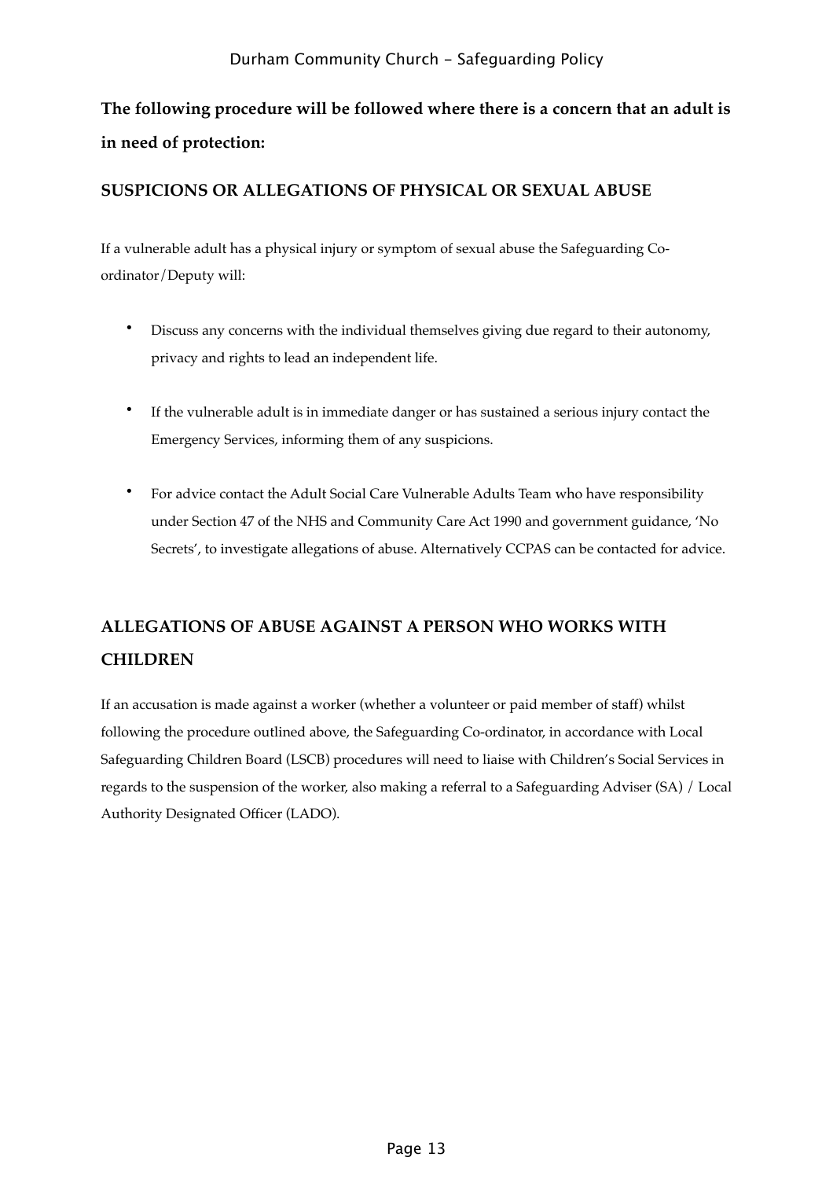**The following procedure will be followed where there is a concern that an adult is in need of protection:**

## SUSPICIONS OR ALLEGATIONS OF PHYSICAL OR SEXUAL ABUSE

If a vulnerable adult has a physical injury or symptom of sexual abuse the Safeguarding Co-ordinator/Deputy will:

- Discuss any concerns with the individual themselves giving due regard to their autonomy, privacy and rights to lead an independent life.
- If the vulnerable adult is in immediate danger or has sustained a serious injury contact the Emergency Services, informing them of any suspicions.
- For advice contact the Adult Social Care Vulnerable Adults Team who have responsibility under Section 47 of the NHS and Community Care Act 1990 and government guidance, 'No Secrets', to investigate allegations of abuse. Alternatively CCPAS can be contacted for advice.

## ALLEGATIONS OF ABUSE AGAINST A PERSON WHO WORKS WITH CHILDREN

If an accusation is made against a worker (whether a volunteer or paid member of staff) whilst following the procedure outlined above, the Safeguarding Co-ordinator, in accordance with Local Safeguarding Children Board (LSCB) procedures will need to liaise with Children's Social Services in regards to the suspension of the worker, also making a referral to a Safeguarding Adviser (SA) / Local Authority Designated Officer (LADO).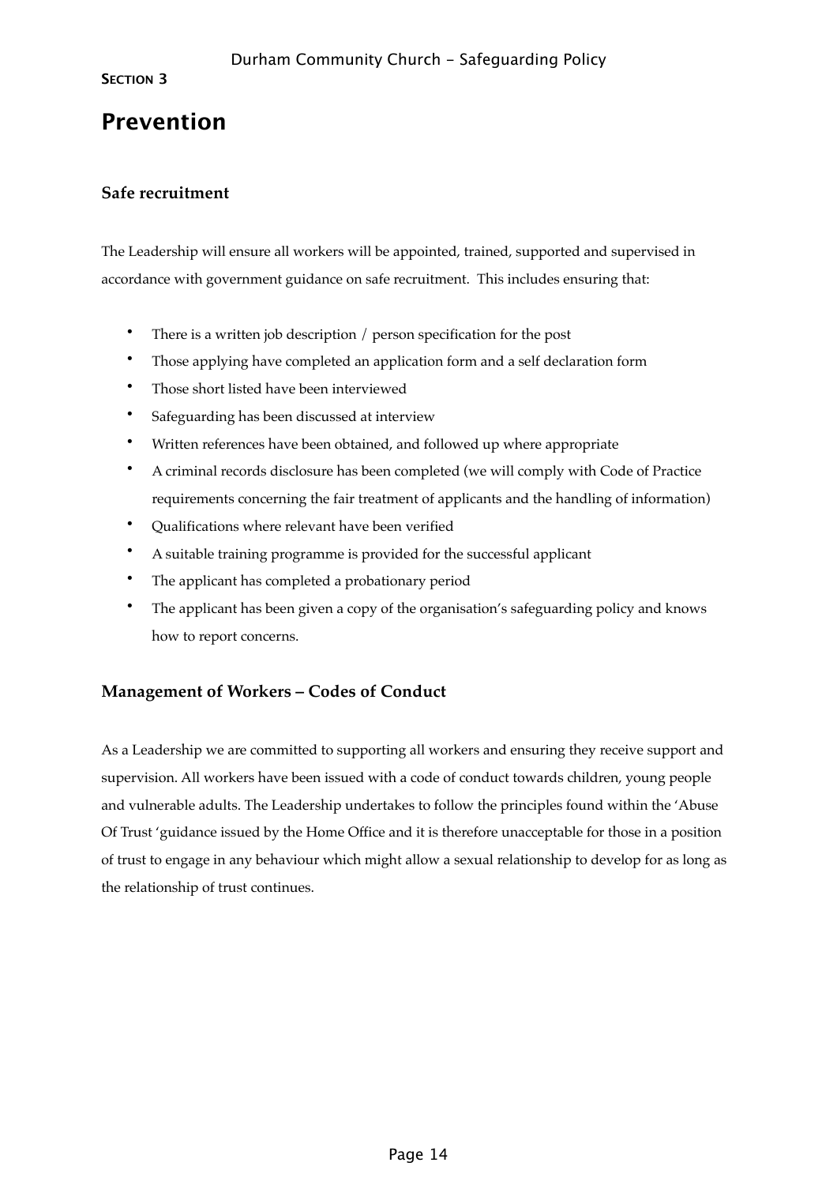**SECTION 3**

# Prevention

### Safe recruitment

The Leadership will ensure all workers will be appointed, trained, supported and supervised in accordance with government guidance on safe recruitment. This includes ensuring that:

- There is a written job description / person specification for the post
- Those applying have completed an application form and a self declaration form
- Those short listed have been interviewed
- Safeguarding has been discussed at interview
- Written references have been obtained, and followed up where appropriate
- A criminal records disclosure has been completed (we will comply with Code of Practice requirements concerning the fair treatment of applicants and the handling of information)
- Qualifications where relevant have been verified
- A suitable training programme is provided for the successful applicant
- The applicant has completed a probationary period
- The applicant has been given a copy of the organisation's safeguarding policy and knows how to report concerns.

### Management of Workers – Codes of Conduct

As a Leadership we are committed to supporting all workers and ensuring they receive support and supervision. All workers have been issued with a code of conduct towards children, young people and vulnerable adults. The Leadership undertakes to follow the principles found within the 'Abuse Of Trust 'guidance issued by the Home Office and it is therefore unacceptable for those in a position of trust to engage in any behaviour which might allow a sexual relationship to develop for as long as the relationship of trust continues.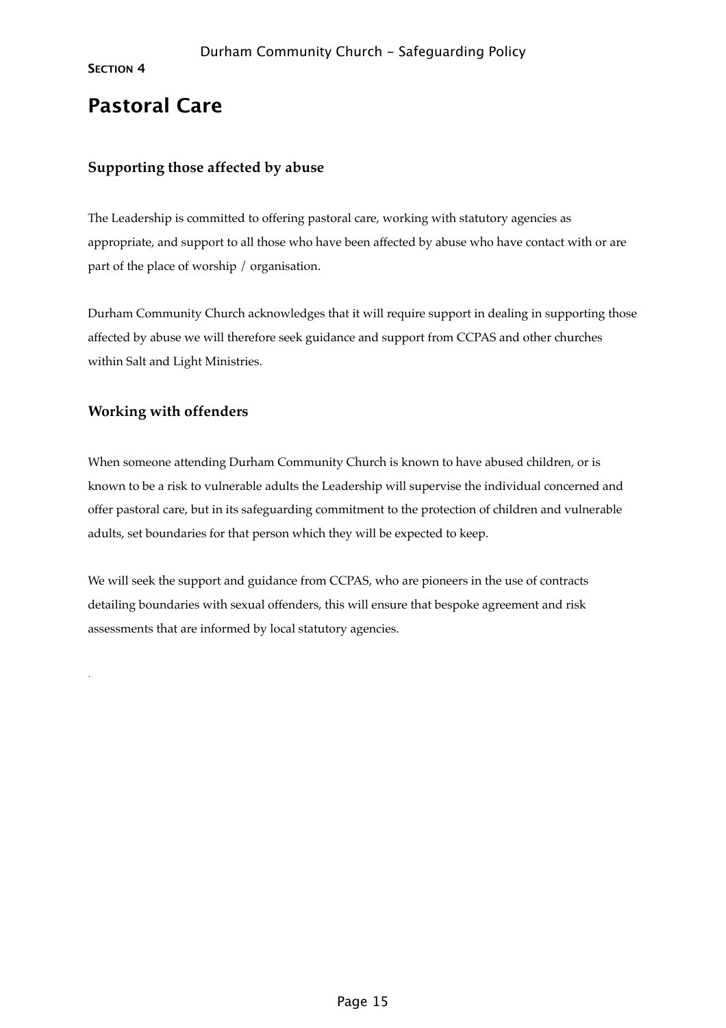**SECTION 4**

# Pastoral Care

### Supporting those affected by abuse

The Leadership is committed to offering pastoral care, working with statutory agencies as appropriate, and support to all those who have been affected by abuse who have contact with or are part of the place of worship / organisation.

Durham Community Church acknowledges that it will require support in dealing in supporting those affected by abuse we will therefore seek guidance and support from CCPAS and other churches within Salt and Light Ministries.

### Working with offenders

When someone attending Durham Community Church is known to have abused children, or is known to be a risk to vulnerable adults the Leadership will supervise the individual concerned and offer pastoral care, but in its safeguarding commitment to the protection of children and vulnerable adults, set boundaries for that person which they will be expected to keep.

We will seek the support and guidance from CCPAS, who are pioneers in the use of contracts detailing boundaries with sexual offenders, this will ensure that bespoke agreement and risk assessments that are informed by local statutory agencies.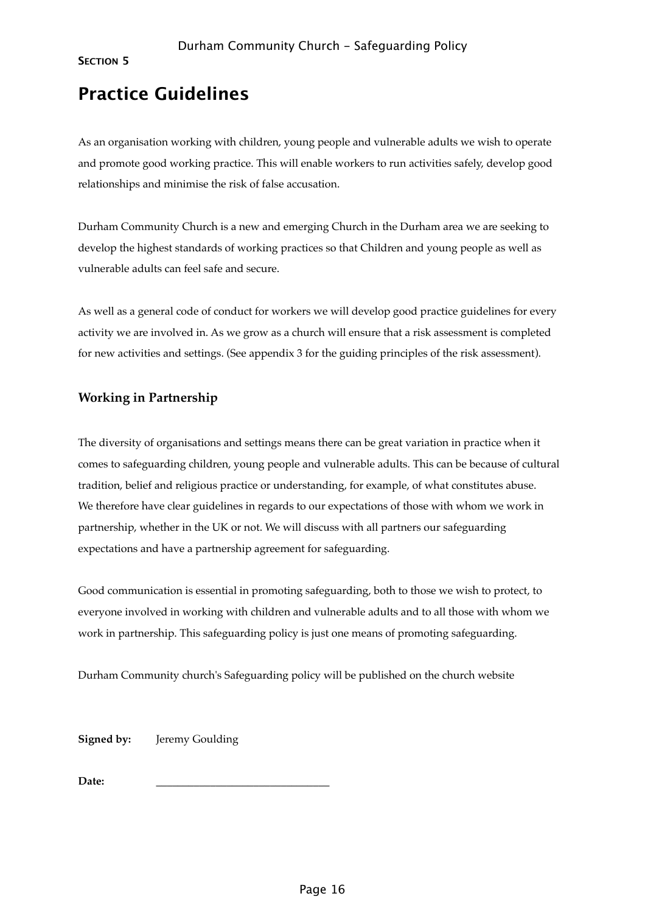**SECTION 5**

# Practice Guidelines

As an organisation working with children, young people and vulnerable adults we wish to operate and promote good working practice. This will enable workers to run activities safely, develop good relationships and minimise the risk of false accusation.

Durham Community Church is a new and emerging Church in the Durham area we are seeking to develop the highest standards of working practices so that Children and young people as well as vulnerable adults can feel safe and secure.

As well as a general code of conduct for workers we will develop good practice guidelines for every activity we are involved in. As we grow as a church will ensure that a risk assessment is completed for new activities and settings. (See appendix 3 for the guiding principles of the risk assessment).

### Working in Partnership

The diversity of organisations and settings means there can be great variation in practice when it comes to safeguarding children, young people and vulnerable adults. This can be because of cultural tradition, belief and religious practice or understanding, for example, of what constitutes abuse. We therefore have clear guidelines in regards to our expectations of those with whom we work in partnership, whether in the UK or not. We will discuss with all partners our safeguarding expectations and have a partnership agreement for safeguarding.

Good communication is essential in promoting safeguarding, both to those we wish to protect, to everyone involved in working with children and vulnerable adults and to all those with whom we work in partnership. This safeguarding policy is just one means of promoting safeguarding.

Durham Community church's Safeguarding policy will be published on the church website

**Signed by:** Jeremy Goulding

**Date:** ______________________________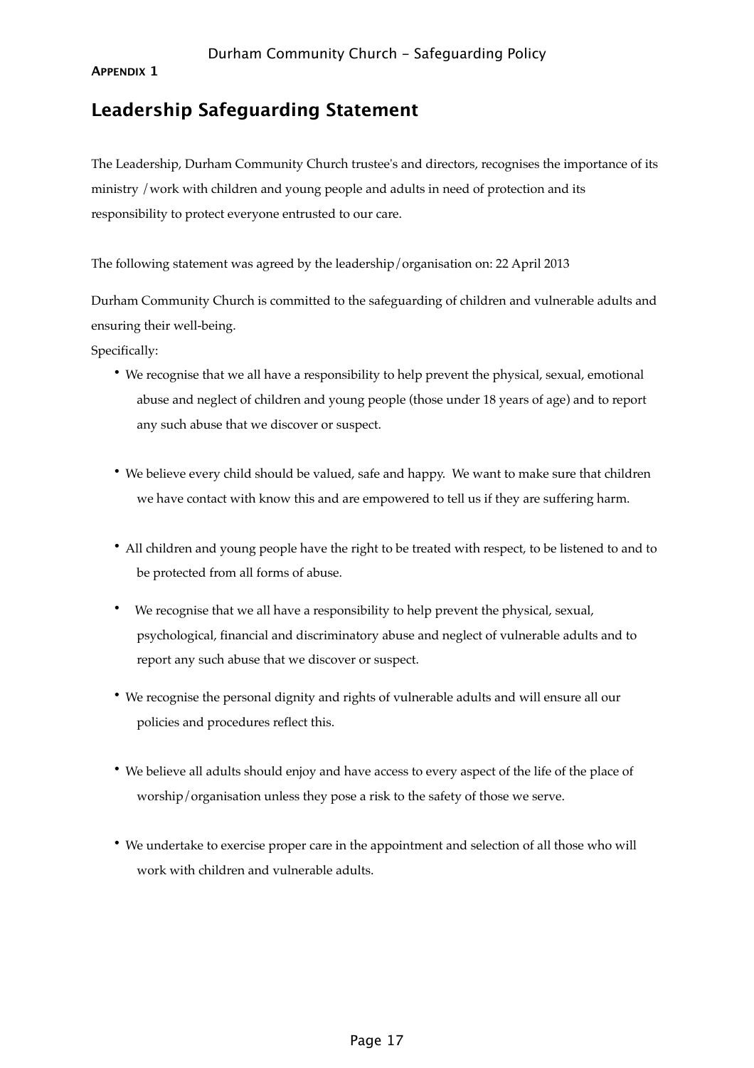**APPENDIX 1**

## Leadership Safeguarding Statement

The Leadership, Durham Community Church trustee's and directors, recognises the importance of its ministry /work with children and young people and adults in need of protection and its responsibility to protect everyone entrusted to our care.

The following statement was agreed by the leadership/organisation on: 22 April 2013

Durham Community Church is committed to the safeguarding of children and vulnerable adults and ensuring their well-being.

Specifically:

- We recognise that we all have a responsibility to help prevent the physical, sexual, emotional abuse and neglect of children and young people (those under 18 years of age) and to report any such abuse that we discover or suspect.
- We believe every child should be valued, safe and happy. We want to make sure that children we have contact with know this and are empowered to tell us if they are suffering harm.
- All children and young people have the right to be treated with respect, to be listened to and to be protected from all forms of abuse.
- We recognise that we all have a responsibility to help prevent the physical, sexual, psychological, financial and discriminatory abuse and neglect of vulnerable adults and to report any such abuse that we discover or suspect.
- We recognise the personal dignity and rights of vulnerable adults and will ensure all our policies and procedures reflect this.
- We believe all adults should enjoy and have access to every aspect of the life of the place of worship/organisation unless they pose a risk to the safety of those we serve.
- We undertake to exercise proper care in the appointment and selection of all those who will work with children and vulnerable adults.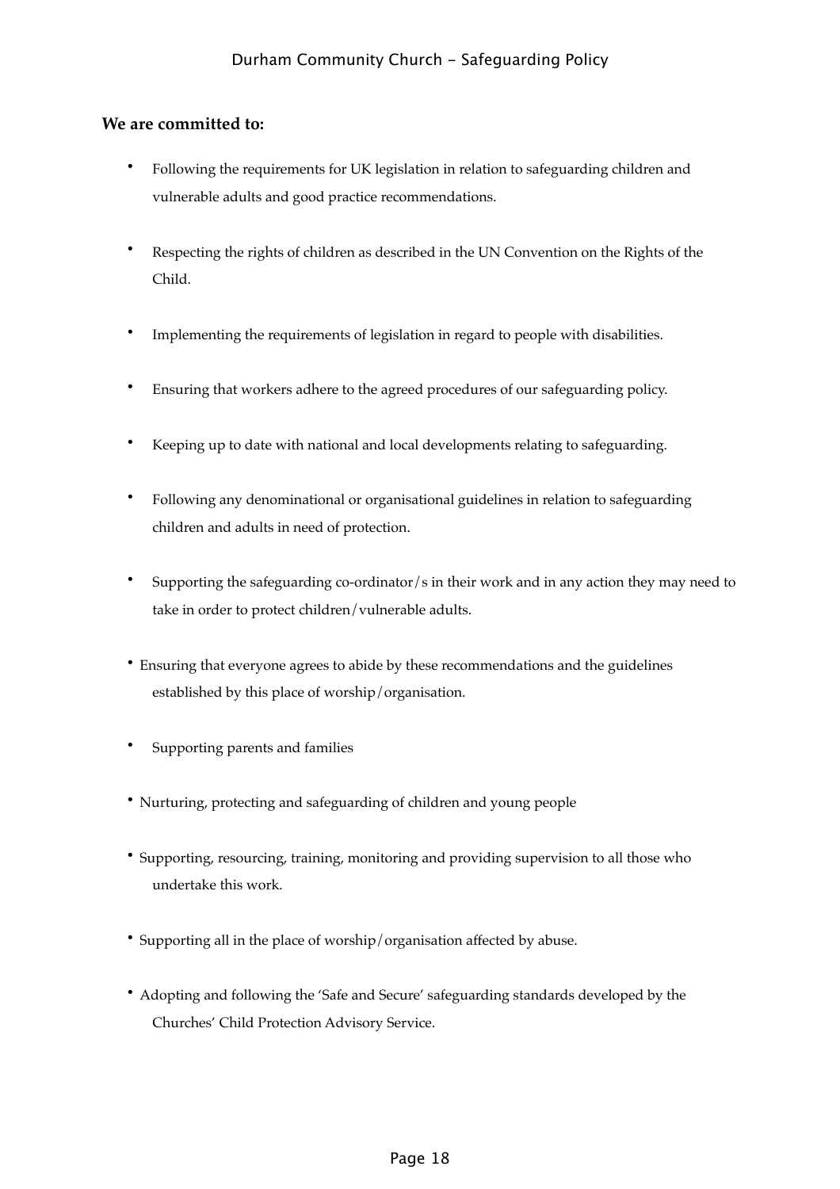**We are committed to:**

- Following the requirements for UK legislation in relation to safeguarding children and vulnerable adults and good practice recommendations.
- Respecting the rights of children as described in the UN Convention on the Rights of the Child.
- Implementing the requirements of legislation in regard to people with disabilities.
- Ensuring that workers adhere to the agreed procedures of our safeguarding policy.
- Keeping up to date with national and local developments relating to safeguarding.
- Following any denominational or organisational guidelines in relation to safeguarding children and adults in need of protection.
- Supporting the safeguarding co-ordinator/s in their work and in any action they may need to take in order to protect children/vulnerable adults.
- Ensuring that everyone agrees to abide by these recommendations and the guidelines established by this place of worship/organisation.
- Supporting parents and families
- Nurturing, protecting and safeguarding of children and young people
- Supporting, resourcing, training, monitoring and providing supervision to all those who undertake this work.
- Supporting all in the place of worship/organisation affected by abuse.
- Adopting and following the 'Safe and Secure' safeguarding standards developed by the Churches' Child Protection Advisory Service.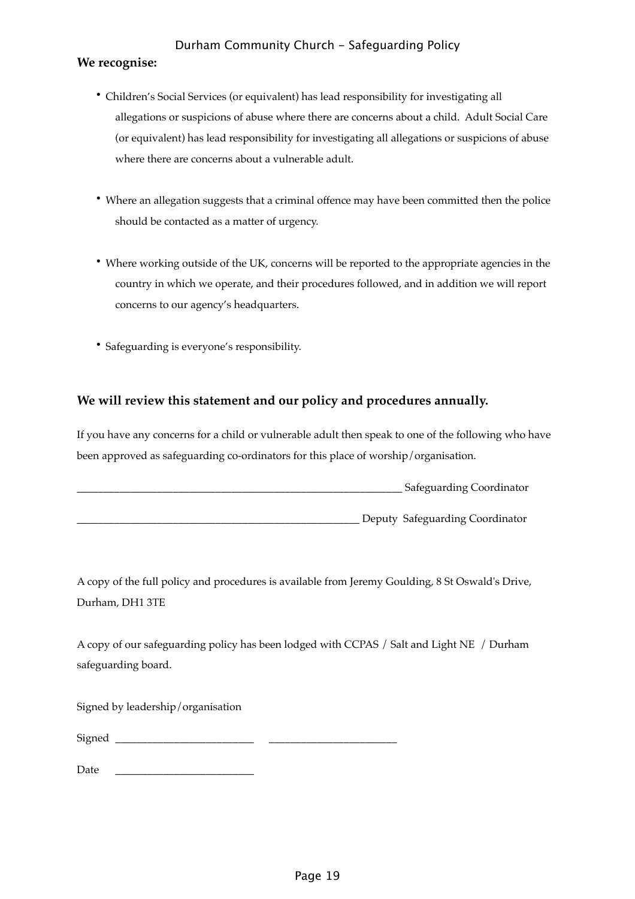**We recognise:**

- Children's Social Services (or equivalent) has lead responsibility for investigating all allegations or suspicions of abuse where there are concerns about a child. Adult Social Care (or equivalent) has lead responsibility for investigating all allegations or suspicions of abuse where there are concerns about a vulnerable adult.
- Where an allegation suggests that a criminal offence may have been committed then the police should be contacted as a matter of urgency.
- Where working outside of the UK, concerns will be reported to the appropriate agencies in the country in which we operate, and their procedures followed, and in addition we will report concerns to our agency's headquarters.
- Safeguarding is everyone's responsibility.

**We will review this statement and our policy and procedures annually.**

If you have any concerns for a child or vulnerable adult then speak to one of the following who have been approved as safeguarding co-ordinators for this place of worship/organisation.

_____________________________________________ Safeguarding Coordinator

_______________________________________ Deputy Safeguarding Coordinator

A copy of the full policy and procedures is available from Jeremy Goulding, 8 St Oswald's Drive, Durham, DH1 3TE

A copy of our safeguarding policy has been lodged with CCPAS / Salt and Light NE / Durham safeguarding board.

Signed by leadership/organisation

Signed ______________________ ____________________

Date ______________________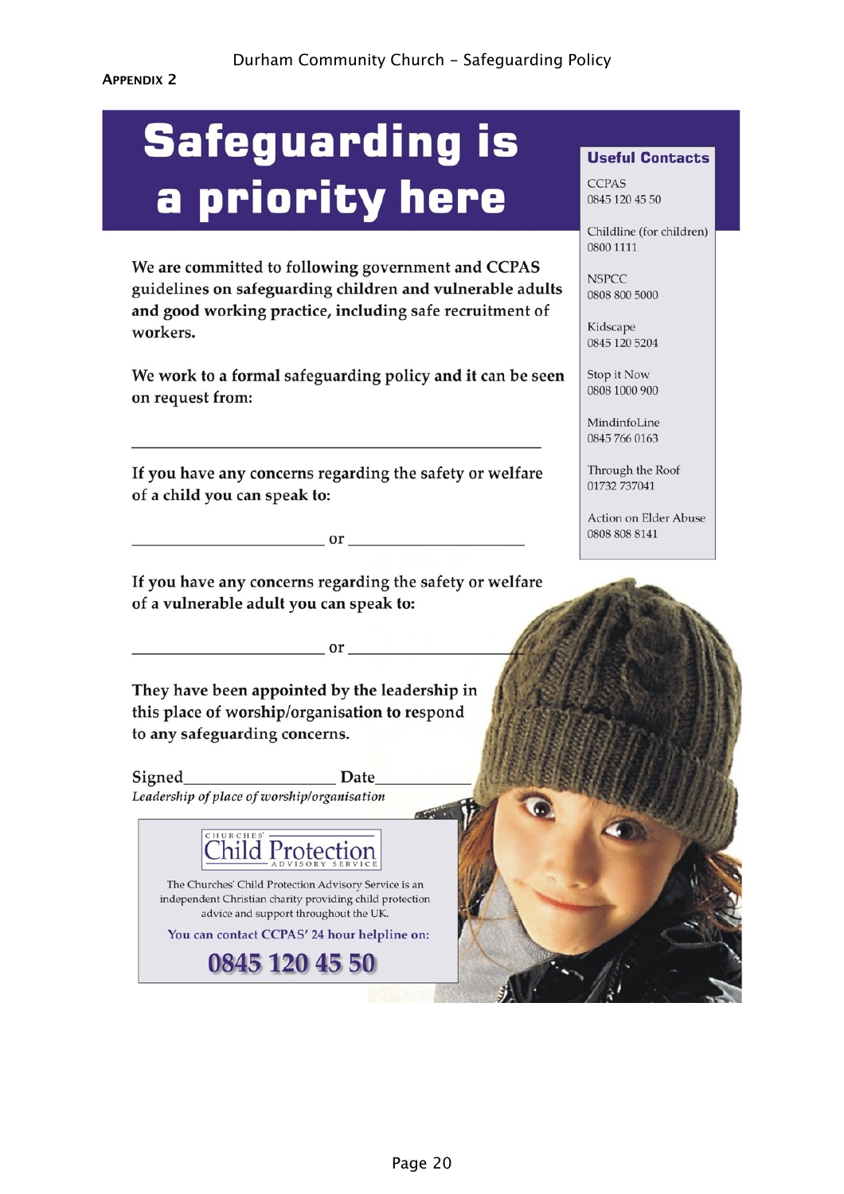**APPENDIX 2**

# Safeguarding is a priority here

We are committed to following government and CCPAS guidelines on safeguarding children and vulnerable adults and good working practice, including safe recruitment of workers.

We work to a formal safeguarding policy and it can be seen on request from:

\_\_\_\_\_\_\_\_\_\_\_\_\_\_\_\_\_\_\_\_\_\_\_\_\_\_\_\_\_\_\_\_\_\_\_\_\_\_\_\_

If you have any concerns regarding the safety or welfare of a child you can speak to:

\_\_\_\_\_\_\_\_\_\_\_\_\_\_\_\_\_\_\_\_ or \_\_\_\_\_\_\_\_\_\_\_\_\_\_\_\_\_\_\_\_

If you have any concerns regarding the safety or welfare of a vulnerable adult you can speak to:

\_\_\_\_\_\_\_\_\_\_\_\_\_\_\_\_\_\_\_\_ or \_\_\_\_\_\_\_\_\_\_\_\_\_\_\_\_\_\_\_\_

They have been appointed by the leadership in this place of worship/organisation to respond to any safeguarding concerns.

Signed\_\_\_\_\_\_\_\_\_\_\_\_\_\_\_\_ Date\_\_\_\_\_\_\_\_\_\_

*Leadership of place of worship/organisation*

**Churches' Child Protection Advisory Service**

The Churches' Child Protection Advisory Service is an independent Christian charity providing child protection advice and support throughout the UK.

You can contact CCPAS' 24 hour helpline on:

**0845 120 45 50**

## Useful Contacts

CCPAS
0845 120 45 50

Childline (for children)
0800 1111

NSPCC
0808 800 5000

Kidscape
0845 120 5204

Stop it Now
0808 1000 900

MindinfoLine
0845 766 0163

Through the Roof
01732 737041

Action on Elder Abuse
0808 808 8141